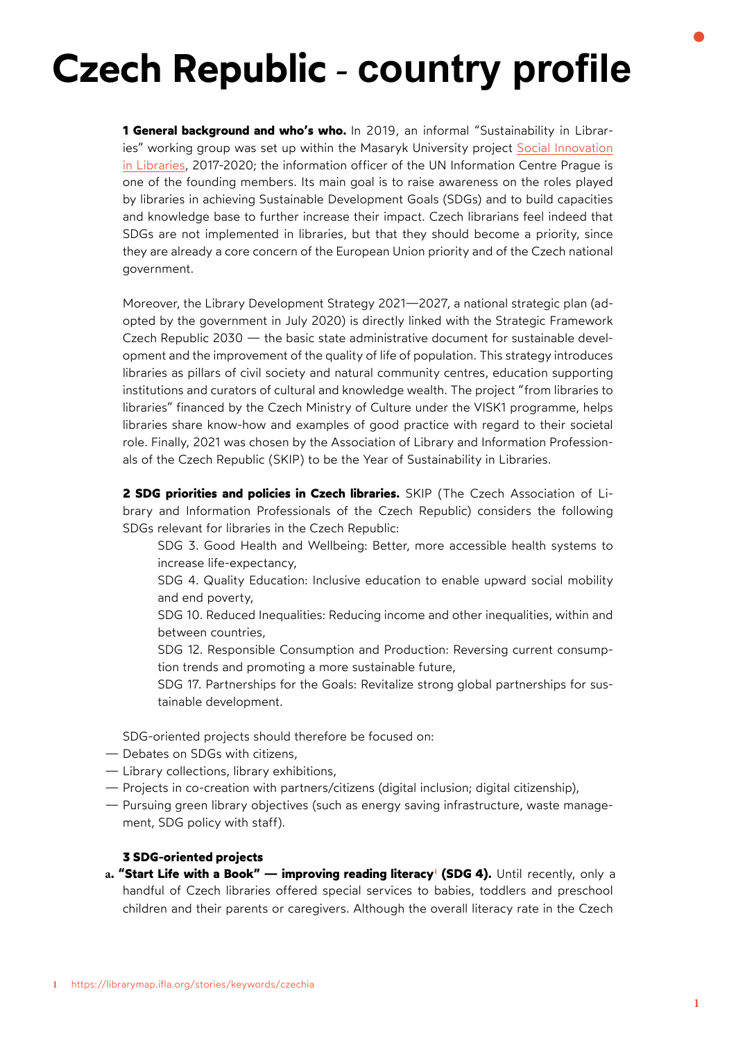# Czech Republic - country profile

**1 General background and who's who.** In 2019, an informal "Sustainability in Libraries" working group was set up within the Masaryk University project Social Innovation in Libraries, 2017-2020; the information officer of the UN Information Centre Prague is one of the founding members. Its main goal is to raise awareness on the roles played by libraries in achieving Sustainable Development Goals (SDGs) and to build capacities and knowledge base to further increase their impact. Czech librarians feel indeed that SDGs are not implemented in libraries, but that they should become a priority, since they are already a core concern of the European Union priority and of the Czech national government.

Moreover, the Library Development Strategy 2021—2027, a national strategic plan (adopted by the government in July 2020) is directly linked with the Strategic Framework Czech Republic 2030 — the basic state administrative document for sustainable development and the improvement of the quality of life of population. This strategy introduces libraries as pillars of civil society and natural community centres, education supporting institutions and curators of cultural and knowledge wealth. The project "from libraries to libraries" financed by the Czech Ministry of Culture under the VISK1 programme, helps libraries share know-how and examples of good practice with regard to their societal role. Finally, 2021 was chosen by the Association of Library and Information Professionals of the Czech Republic (SKIP) to be the Year of Sustainability in Libraries.

**2 SDG priorities and policies in Czech libraries.** SKIP (The Czech Association of Library and Information Professionals of the Czech Republic) considers the following SDGs relevant for libraries in the Czech Republic:

SDG 3. Good Health and Wellbeing: Better, more accessible health systems to increase life-expectancy,

SDG 4. Quality Education: Inclusive education to enable upward social mobility and end poverty,

SDG 10. Reduced Inequalities: Reducing income and other inequalities, within and between countries,

SDG 12. Responsible Consumption and Production: Reversing current consumption trends and promoting a more sustainable future,

SDG 17. Partnerships for the Goals: Revitalize strong global partnerships for sustainable development.

SDG-oriented projects should therefore be focused on:

- Debates on SDGs with citizens,
- Library collections, library exhibitions,
- Projects in co-creation with partners/citizens (digital inclusion; digital citizenship),
- Pursuing green library objectives (such as energy saving infrastructure, waste management, SDG policy with staff).

**3 SDG-oriented projects**

**a. "Start Life with a Book" — improving reading literacy[1] (SDG 4).** Until recently, only a handful of Czech libraries offered special services to babies, toddlers and preschool children and their parents or caregivers. Although the overall literacy rate in the Czech

[1] https://librarymap.ifla.org/stories/keywords/czechia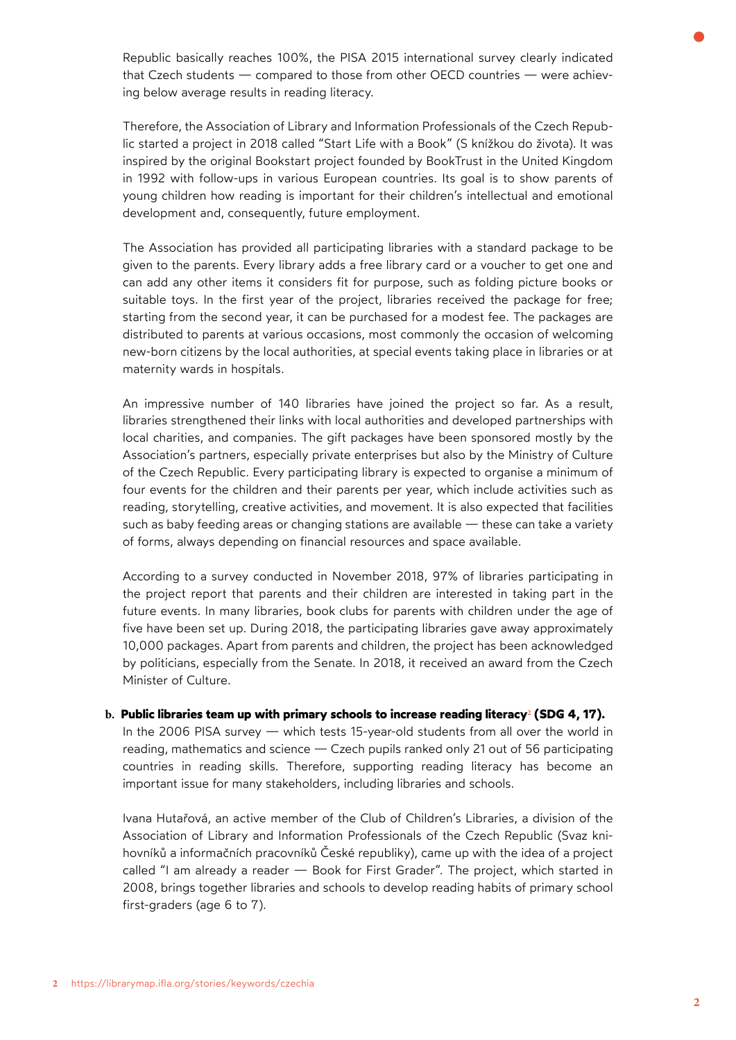Republic basically reaches 100%, the PISA 2015 international survey clearly indicated that Czech students — compared to those from other OECD countries — were achieving below average results in reading literacy.

Therefore, the Association of Library and Information Professionals of the Czech Republic started a project in 2018 called "Start Life with a Book" (S knížkou do života). It was inspired by the original Bookstart project founded by BookTrust in the United Kingdom in 1992 with follow-ups in various European countries. Its goal is to show parents of young children how reading is important for their children's intellectual and emotional development and, consequently, future employment.

The Association has provided all participating libraries with a standard package to be given to the parents. Every library adds a free library card or a voucher to get one and can add any other items it considers fit for purpose, such as folding picture books or suitable toys. In the first year of the project, libraries received the package for free; starting from the second year, it can be purchased for a modest fee. The packages are distributed to parents at various occasions, most commonly the occasion of welcoming new-born citizens by the local authorities, at special events taking place in libraries or at maternity wards in hospitals.

An impressive number of 140 libraries have joined the project so far. As a result, libraries strengthened their links with local authorities and developed partnerships with local charities, and companies. The gift packages have been sponsored mostly by the Association's partners, especially private enterprises but also by the Ministry of Culture of the Czech Republic. Every participating library is expected to organise a minimum of four events for the children and their parents per year, which include activities such as reading, storytelling, creative activities, and movement. It is also expected that facilities such as baby feeding areas or changing stations are available — these can take a variety of forms, always depending on financial resources and space available.

According to a survey conducted in November 2018, 97% of libraries participating in the project report that parents and their children are interested in taking part in the future events. In many libraries, book clubs for parents with children under the age of five have been set up. During 2018, the participating libraries gave away approximately 10,000 packages. Apart from parents and children, the project has been acknowledged by politicians, especially from the Senate. In 2018, it received an award from the Czech Minister of Culture.

**b. Public libraries team up with primary schools to increase reading literacy[2] (SDG 4, 17).**

In the 2006 PISA survey — which tests 15-year-old students from all over the world in reading, mathematics and science — Czech pupils ranked only 21 out of 56 participating countries in reading skills. Therefore, supporting reading literacy has become an important issue for many stakeholders, including libraries and schools.

Ivana Hutařová, an active member of the Club of Children's Libraries, a division of the Association of Library and Information Professionals of the Czech Republic (Svaz knihovníků a informačních pracovníků České republiky), came up with the idea of a project called "I am already a reader — Book for First Grader". The project, which started in 2008, brings together libraries and schools to develop reading habits of primary school first-graders (age 6 to 7).

[2] https://librarymap.ifla.org/stories/keywords/czechia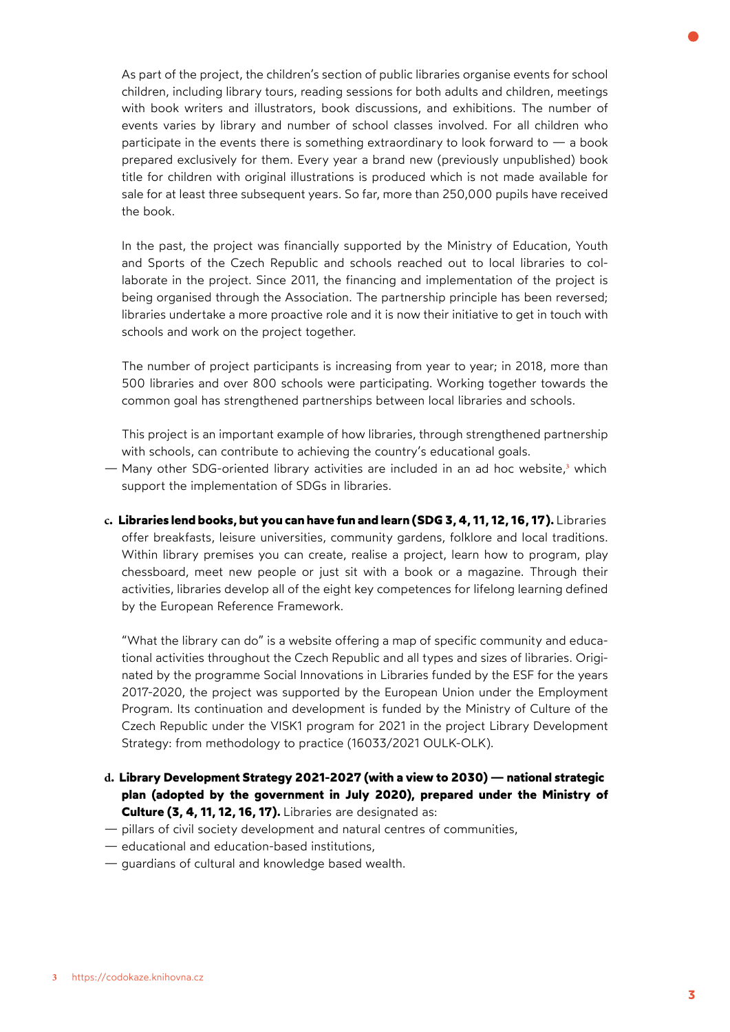As part of the project, the children's section of public libraries organise events for school children, including library tours, reading sessions for both adults and children, meetings with book writers and illustrators, book discussions, and exhibitions. The number of events varies by library and number of school classes involved. For all children who participate in the events there is something extraordinary to look forward to — a book prepared exclusively for them. Every year a brand new (previously unpublished) book title for children with original illustrations is produced which is not made available for sale for at least three subsequent years. So far, more than 250,000 pupils have received the book.

In the past, the project was financially supported by the Ministry of Education, Youth and Sports of the Czech Republic and schools reached out to local libraries to collaborate in the project. Since 2011, the financing and implementation of the project is being organised through the Association. The partnership principle has been reversed; libraries undertake a more proactive role and it is now their initiative to get in touch with schools and work on the project together.

The number of project participants is increasing from year to year; in 2018, more than 500 libraries and over 800 schools were participating. Working together towards the common goal has strengthened partnerships between local libraries and schools.

This project is an important example of how libraries, through strengthened partnership with schools, can contribute to achieving the country's educational goals.

— Many other SDG-oriented library activities are included in an ad hoc website,[3] which support the implementation of SDGs in libraries.

c. **Libraries lend books, but you can have fun and learn (SDG 3, 4, 11, 12, 16, 17).** Libraries offer breakfasts, leisure universities, community gardens, folklore and local traditions. Within library premises you can create, realise a project, learn how to program, play chessboard, meet new people or just sit with a book or a magazine. Through their activities, libraries develop all of the eight key competences for lifelong learning defined by the European Reference Framework.

"What the library can do" is a website offering a map of specific community and educational activities throughout the Czech Republic and all types and sizes of libraries. Originated by the programme Social Innovations in Libraries funded by the ESF for the years 2017-2020, the project was supported by the European Union under the Employment Program. Its continuation and development is funded by the Ministry of Culture of the Czech Republic under the VISK1 program for 2021 in the project Library Development Strategy: from methodology to practice (16033/2021 OULK-OLK).

d. **Library Development Strategy 2021-2027 (with a view to 2030) — national strategic plan (adopted by the government in July 2020), prepared under the Ministry of Culture (3, 4, 11, 12, 16, 17).** Libraries are designated as:

— pillars of civil society development and natural centres of communities,
— educational and education-based institutions,
— guardians of cultural and knowledge based wealth.

[3] https://codokaze.knihovna.cz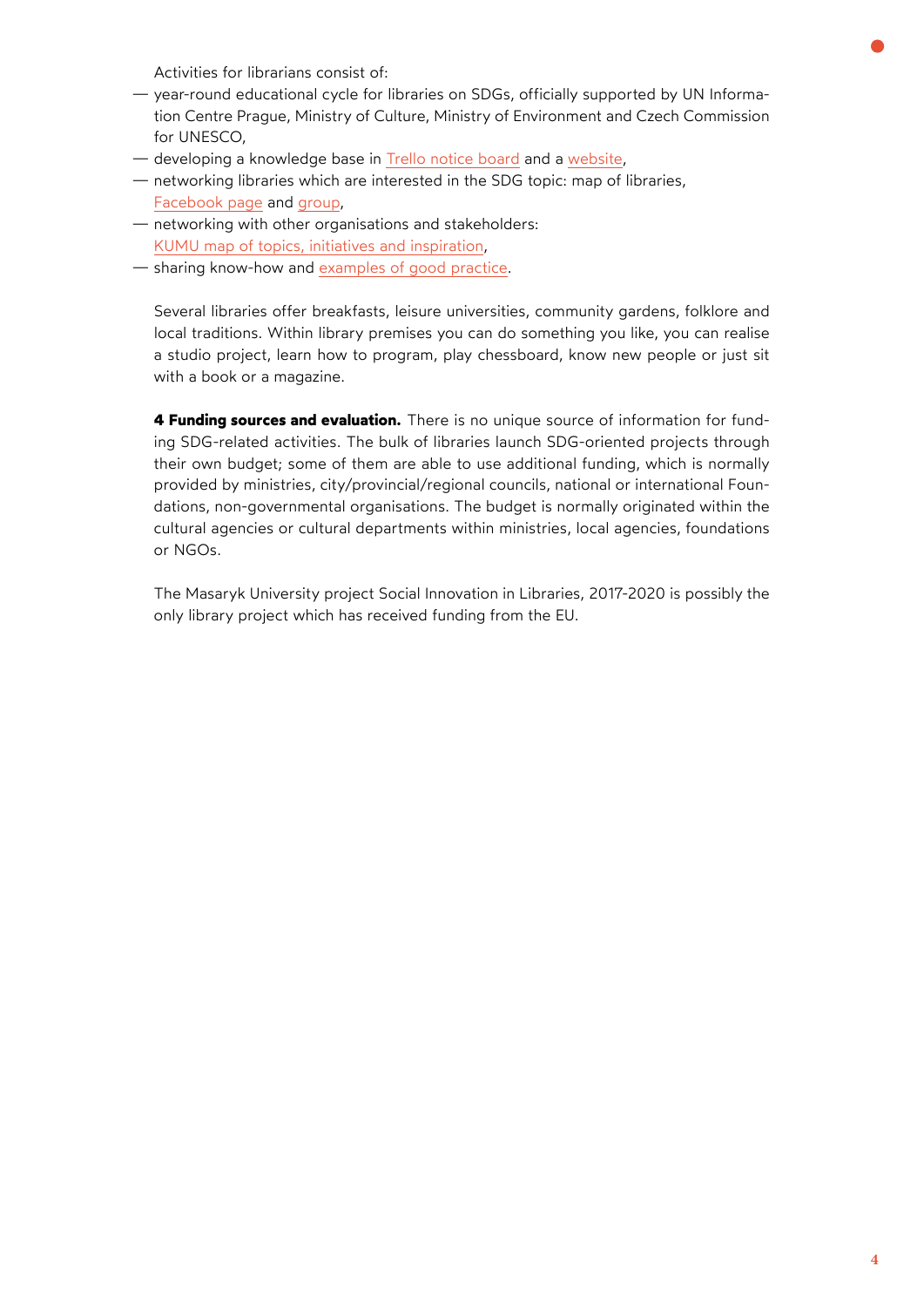Activities for librarians consist of:

- year-round educational cycle for libraries on SDGs, officially supported by UN Information Centre Prague, Ministry of Culture, Ministry of Environment and Czech Commission for UNESCO,
- developing a knowledge base in Trello notice board and a website,
- networking libraries which are interested in the SDG topic: map of libraries, Facebook page and group,
- networking with other organisations and stakeholders: KUMU map of topics, initiatives and inspiration,
- sharing know-how and examples of good practice.

Several libraries offer breakfasts, leisure universities, community gardens, folklore and local traditions. Within library premises you can do something you like, you can realise a studio project, learn how to program, play chessboard, know new people or just sit with a book or a magazine.

**4 Funding sources and evaluation.** There is no unique source of information for funding SDG-related activities. The bulk of libraries launch SDG-oriented projects through their own budget; some of them are able to use additional funding, which is normally provided by ministries, city/provincial/regional councils, national or international Foundations, non-governmental organisations. The budget is normally originated within the cultural agencies or cultural departments within ministries, local agencies, foundations or NGOs.

The Masaryk University project Social Innovation in Libraries, 2017-2020 is possibly the only library project which has received funding from the EU.